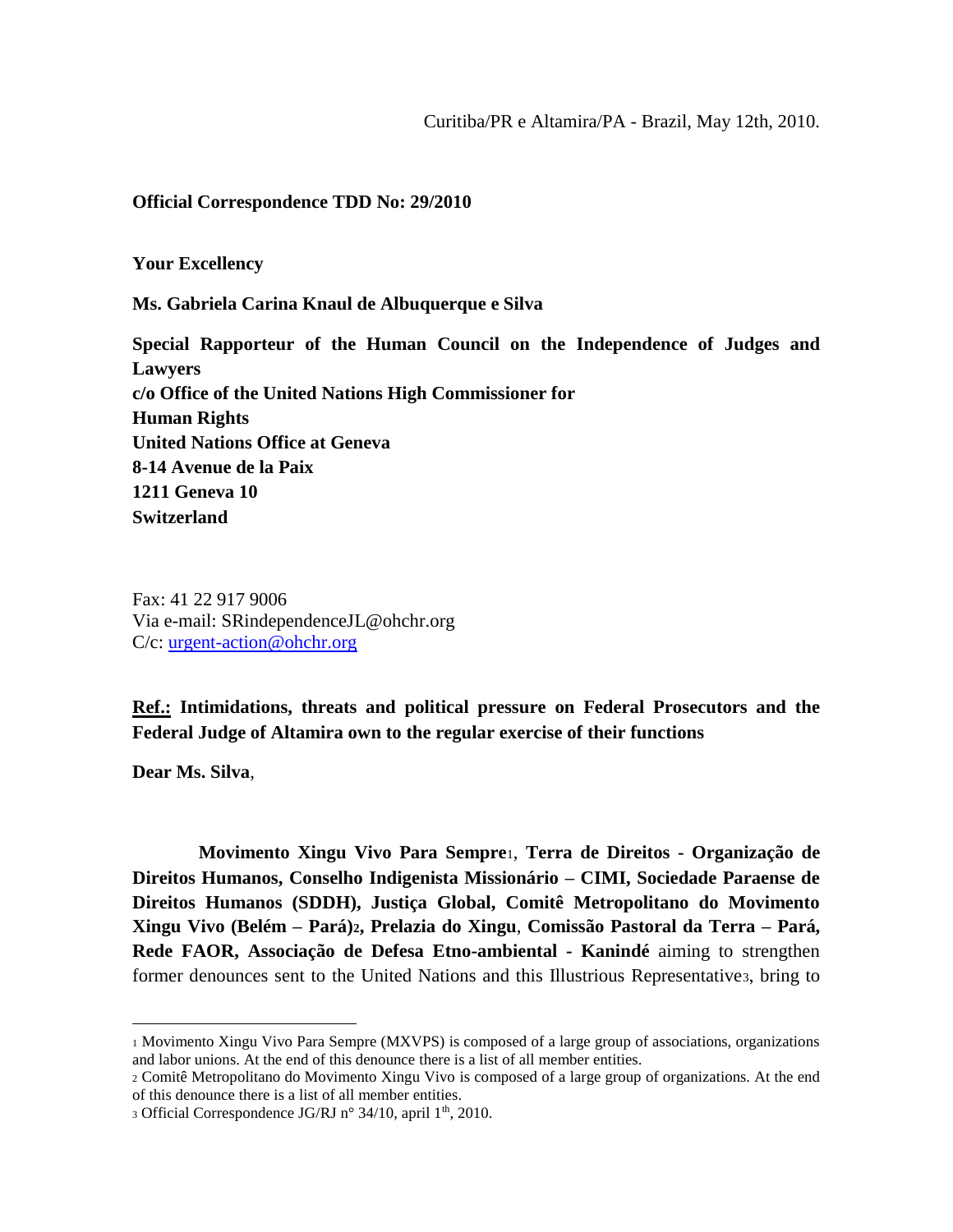Curitiba/PR e Altamira/PA - Brazil, May 12th, 2010.

**Official Correspondence TDD No: 29/2010**

**Your Excellency**

**Ms. Gabriela Carina Knaul de Albuquerque e Silva**

**Special Rapporteur of the Human Council on the Independence of Judges and Lawyers**
**c/o Office of the United Nations High Commissioner for Human Rights**
**United Nations Office at Geneva**
**8-14 Avenue de la Paix**
**1211 Geneva 10**
**Switzerland**

Fax: 41 22 917 9006
Via e-mail: SRindependenceJL@ohchr.org
C/c: urgent-action@ohchr.org

**Ref.: Intimidations, threats and political pressure on Federal Prosecutors and the Federal Judge of Altamira own to the regular exercise of their functions**

**Dear Ms. Silva**,

**Movimento Xingu Vivo Para Sempre**[1], **Terra de Direitos - Organização de Direitos Humanos, Conselho Indigenista Missionário – CIMI, Sociedade Paraense de Direitos Humanos (SDDH), Justiça Global, Comitê Metropolitano do Movimento Xingu Vivo (Belém – Pará)**[2]**, Prelazia do Xingu**, **Comissão Pastoral da Terra – Pará, Rede FAOR, Associação de Defesa Etno-ambiental - Kanindé** aiming to strengthen former denounces sent to the United Nations and this Illustrious Representative[3], bring to

---

[1] Movimento Xingu Vivo Para Sempre (MXVPS) is composed of a large group of associations, organizations and labor unions. At the end of this denounce there is a list of all member entities.

[2] Comitê Metropolitano do Movimento Xingu Vivo is composed of a large group of organizations. At the end of this denounce there is a list of all member entities.

[3] Official Correspondence JG/RJ n° 34/10, april 1th, 2010.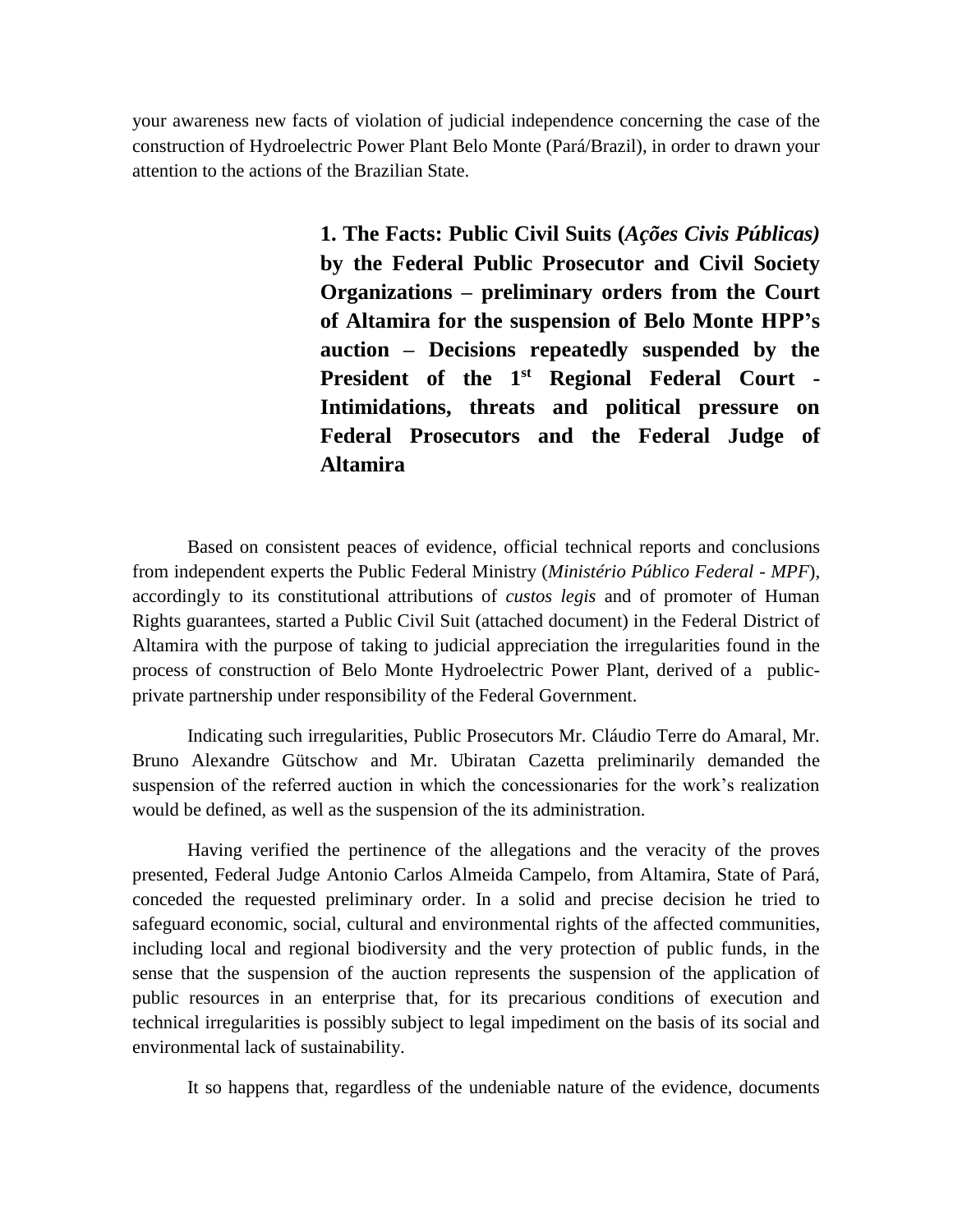your awareness new facts of violation of judicial independence concerning the case of the construction of Hydroelectric Power Plant Belo Monte (Pará/Brazil), in order to drawn your attention to the actions of the Brazilian State.

## 1. The Facts: Public Civil Suits (*Ações Civis Públicas)* by the Federal Public Prosecutor and Civil Society Organizations – preliminary orders from the Court of Altamira for the suspension of Belo Monte HPP's auction – Decisions repeatedly suspended by the President of the 1st Regional Federal Court - Intimidations, threats and political pressure on Federal Prosecutors and the Federal Judge of Altamira

Based on consistent peaces of evidence, official technical reports and conclusions from independent experts the Public Federal Ministry (*Ministério Público Federal - MPF*), accordingly to its constitutional attributions of *custos legis* and of promoter of Human Rights guarantees, started a Public Civil Suit (attached document) in the Federal District of Altamira with the purpose of taking to judicial appreciation the irregularities found in the process of construction of Belo Monte Hydroelectric Power Plant, derived of a public-private partnership under responsibility of the Federal Government.

Indicating such irregularities, Public Prosecutors Mr. Cláudio Terre do Amaral, Mr. Bruno Alexandre Gütschow and Mr. Ubiratan Cazetta preliminarily demanded the suspension of the referred auction in which the concessionaries for the work's realization would be defined, as well as the suspension of the its administration.

Having verified the pertinence of the allegations and the veracity of the proves presented, Federal Judge Antonio Carlos Almeida Campelo, from Altamira, State of Pará, conceded the requested preliminary order. In a solid and precise decision he tried to safeguard economic, social, cultural and environmental rights of the affected communities, including local and regional biodiversity and the very protection of public funds, in the sense that the suspension of the auction represents the suspension of the application of public resources in an enterprise that, for its precarious conditions of execution and technical irregularities is possibly subject to legal impediment on the basis of its social and environmental lack of sustainability.

It so happens that, regardless of the undeniable nature of the evidence, documents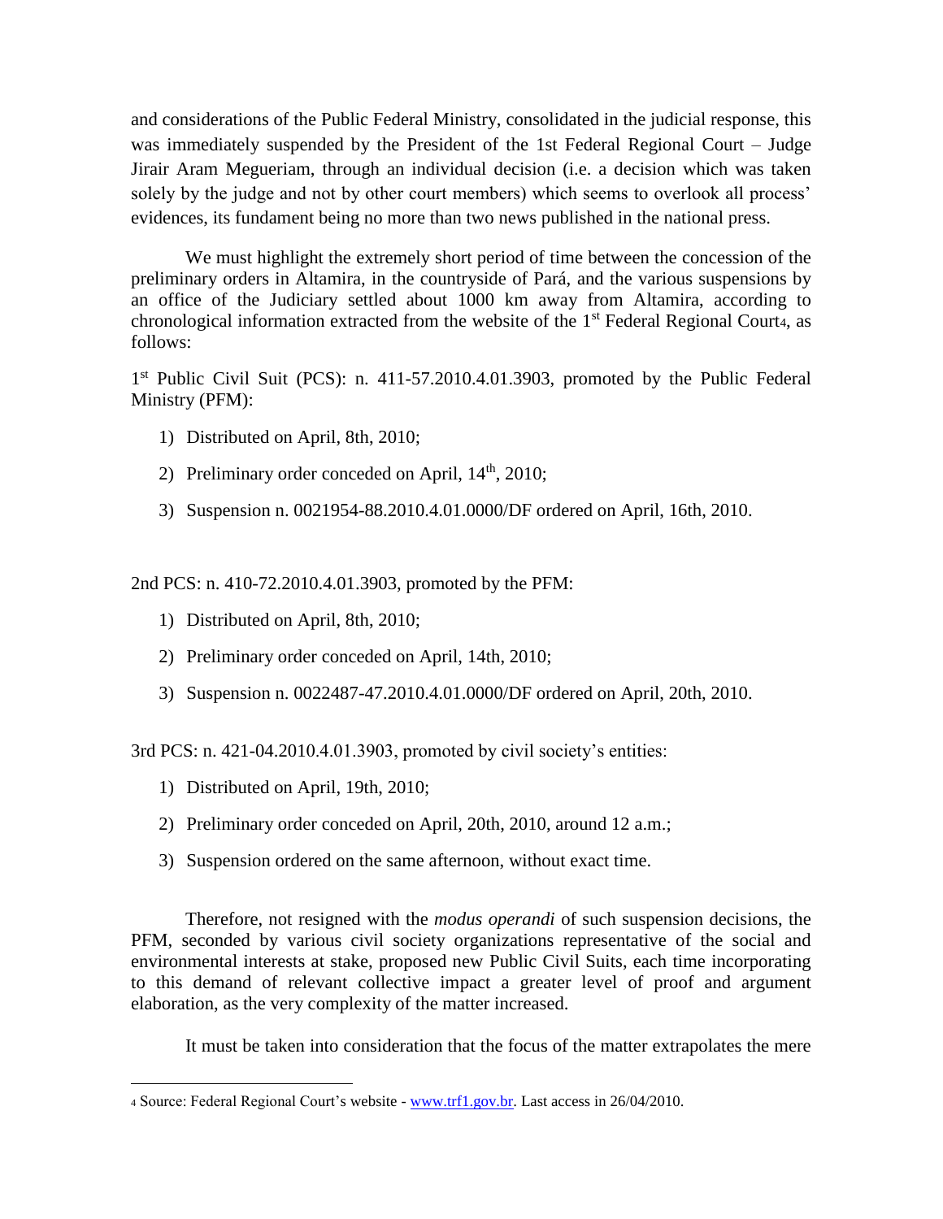and considerations of the Public Federal Ministry, consolidated in the judicial response, this was immediately suspended by the President of the 1st Federal Regional Court – Judge Jirair Aram Meguerian, through an individual decision (i.e. a decision which was taken solely by the judge and not by other court members) which seems to overlook all process' evidences, its fundament being no more than two news published in the national press.

We must highlight the extremely short period of time between the concession of the preliminary orders in Altamira, in the countryside of Pará, and the various suspensions by an office of the Judiciary settled about 1000 km away from Altamira, according to chronological information extracted from the website of the 1st Federal Regional Court[4], as follows:

1st Public Civil Suit (PCS): n. 411-57.2010.4.01.3903, promoted by the Public Federal Ministry (PFM):

1) Distributed on April, 8th, 2010;
2) Preliminary order conceded on April, 14th, 2010;
3) Suspension n. 0021954-88.2010.4.01.0000/DF ordered on April, 16th, 2010.

2nd PCS: n. 410-72.2010.4.01.3903, promoted by the PFM:

1) Distributed on April, 8th, 2010;
2) Preliminary order conceded on April, 14th, 2010;
3) Suspension n. 0022487-47.2010.4.01.0000/DF ordered on April, 20th, 2010.

3rd PCS: n. 421-04.2010.4.01.3903, promoted by civil society's entities:

1) Distributed on April, 19th, 2010;
2) Preliminary order conceded on April, 20th, 2010, around 12 a.m.;
3) Suspension ordered on the same afternoon, without exact time.

Therefore, not resigned with the *modus operandi* of such suspension decisions, the PFM, seconded by various civil society organizations representative of the social and environmental interests at stake, proposed new Public Civil Suits, each time incorporating to this demand of relevant collective impact a greater level of proof and argument elaboration, as the very complexity of the matter increased.

It must be taken into consideration that the focus of the matter extrapolates the mere

[4] Source: Federal Regional Court's website - www.trf1.gov.br. Last access in 26/04/2010.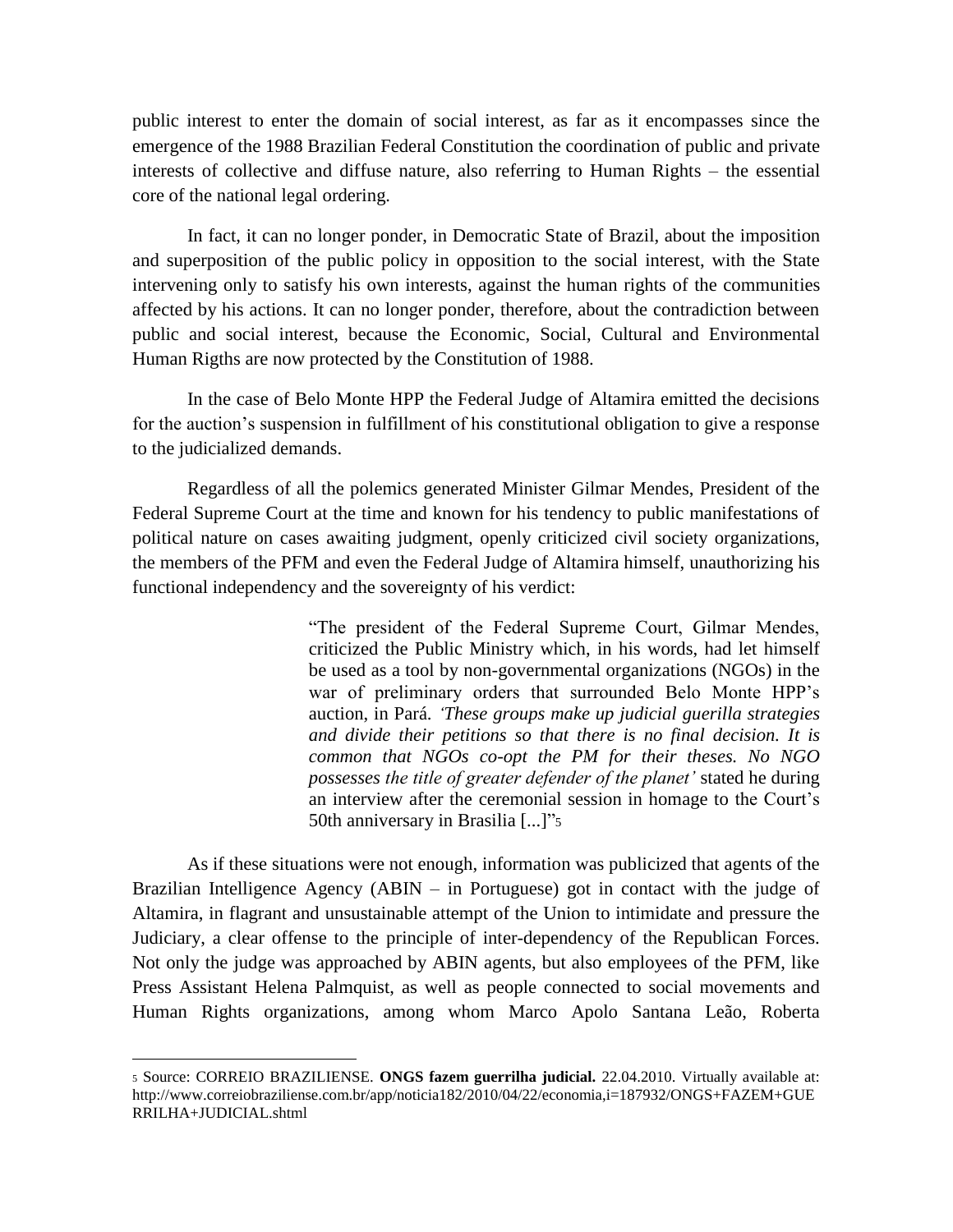public interest to enter the domain of social interest, as far as it encompasses since the emergence of the 1988 Brazilian Federal Constitution the coordination of public and private interests of collective and diffuse nature, also referring to Human Rights – the essential core of the national legal ordering.

In fact, it can no longer ponder, in Democratic State of Brazil, about the imposition and superposition of the public policy in opposition to the social interest, with the State intervening only to satisfy his own interests, against the human rights of the communities affected by his actions. It can no longer ponder, therefore, about the contradiction between public and social interest, because the Economic, Social, Cultural and Environmental Human Rigths are now protected by the Constitution of 1988.

In the case of Belo Monte HPP the Federal Judge of Altamira emitted the decisions for the auction's suspension in fulfillment of his constitutional obligation to give a response to the judicialized demands.

Regardless of all the polemics generated Minister Gilmar Mendes, President of the Federal Supreme Court at the time and known for his tendency to public manifestations of political nature on cases awaiting judgment, openly criticized civil society organizations, the members of the PFM and even the Federal Judge of Altamira himself, unauthorizing his functional independency and the sovereignty of his verdict:

> "The president of the Federal Supreme Court, Gilmar Mendes, criticized the Public Ministry which, in his words, had let himself be used as a tool by non-governmental organizations (NGOs) in the war of preliminary orders that surrounded Belo Monte HPP's auction, in Pará. *'These groups make up judicial guerilla strategies and divide their petitions so that there is no final decision. It is common that NGOs co-opt the PM for their theses. No NGO possesses the title of greater defender of the planet'* stated he during an interview after the ceremonial session in homage to the Court's 50th anniversary in Brasilia [...]"[5]

As if these situations were not enough, information was publicized that agents of the Brazilian Intelligence Agency (ABIN – in Portuguese) got in contact with the judge of Altamira, in flagrant and unsustainable attempt of the Union to intimidate and pressure the Judiciary, a clear offense to the principle of inter-dependency of the Republican Forces. Not only the judge was approached by ABIN agents, but also employees of the PFM, like Press Assistant Helena Palmquist, as well as people connected to social movements and Human Rights organizations, among whom Marco Apolo Santana Leão, Roberta

---

[5] Source: CORREIO BRAZILIENSE. **ONGS fazem guerrilha judicial.** 22.04.2010. Virtually available at: http://www.correiobraziliense.com.br/app/noticia182/2010/04/22/economia,i=187932/ONGS+FAZEM+GUERRILHA+JUDICIAL.shtml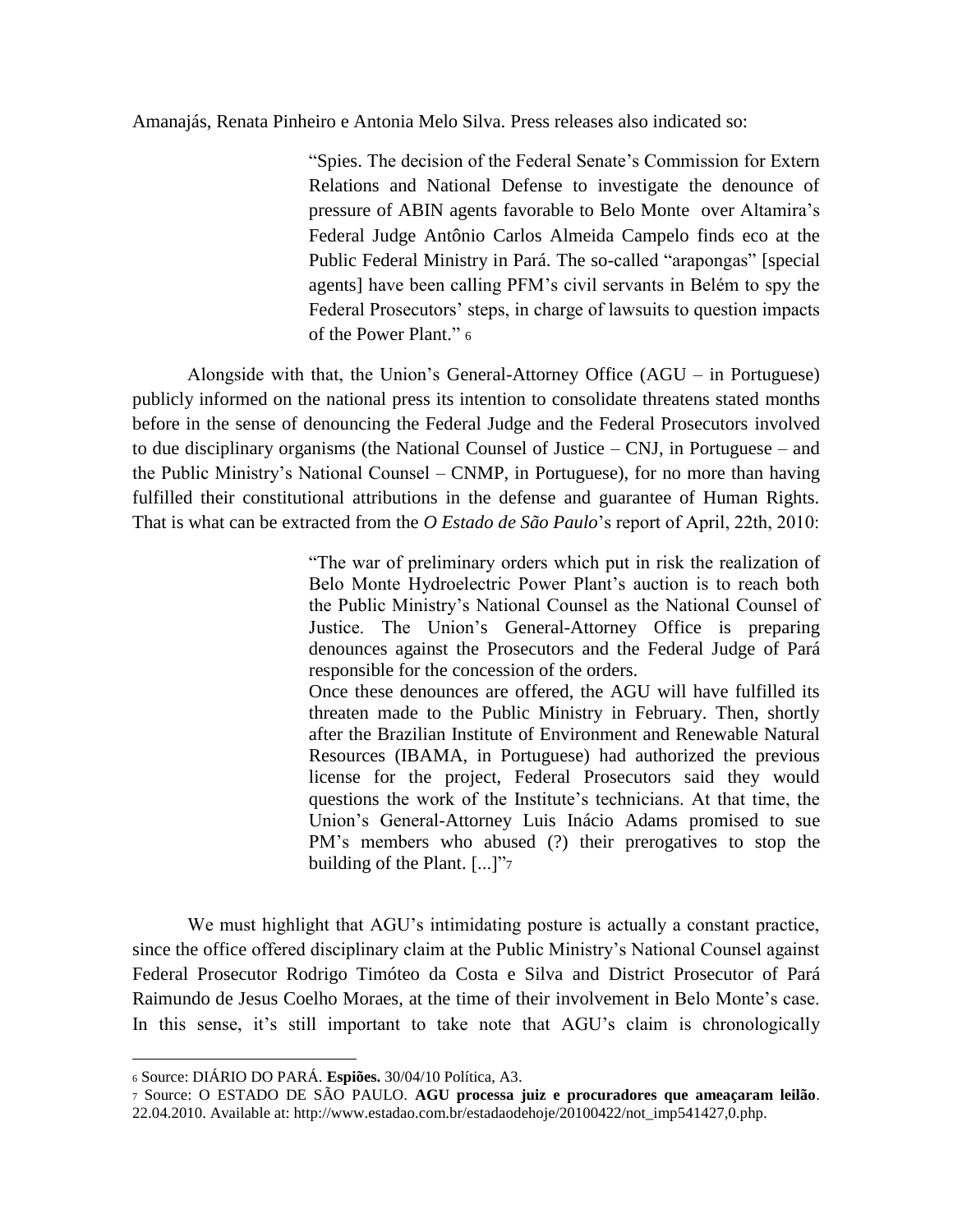Amanajás, Renata Pinheiro e Antonia Melo Silva. Press releases also indicated so:

> "Spies. The decision of the Federal Senate's Commission for Extern Relations and National Defense to investigate the denounce of pressure of ABIN agents favorable to Belo Monte over Altamira's Federal Judge Antônio Carlos Almeida Campelo finds eco at the Public Federal Ministry in Pará. The so-called "arapongas" [special agents] have been calling PFM's civil servants in Belém to spy the Federal Prosecutors' steps, in charge of lawsuits to question impacts of the Power Plant." [6]

Alongside with that, the Union's General-Attorney Office (AGU – in Portuguese) publicly informed on the national press its intention to consolidate threatens stated months before in the sense of denouncing the Federal Judge and the Federal Prosecutors involved to due disciplinary organisms (the National Counsel of Justice – CNJ, in Portuguese – and the Public Ministry's National Counsel – CNMP, in Portuguese), for no more than having fulfilled their constitutional attributions in the defense and guarantee of Human Rights. That is what can be extracted from the *O Estado de São Paulo*'s report of April, 22th, 2010:

> "The war of preliminary orders which put in risk the realization of Belo Monte Hydroelectric Power Plant's auction is to reach both the Public Ministry's National Counsel as the National Counsel of Justice. The Union's General-Attorney Office is preparing denounces against the Prosecutors and the Federal Judge of Pará responsible for the concession of the orders.
>
> Once these denounces are offered, the AGU will have fulfilled its threaten made to the Public Ministry in February. Then, shortly after the Brazilian Institute of Environment and Renewable Natural Resources (IBAMA, in Portuguese) had authorized the previous license for the project, Federal Prosecutors said they would questions the work of the Institute's technicians. At that time, the Union's General-Attorney Luis Inácio Adams promised to sue PM's members who abused (?) their prerogatives to stop the building of the Plant. [...]"[7]

We must highlight that AGU's intimidating posture is actually a constant practice, since the office offered disciplinary claim at the Public Ministry's National Counsel against Federal Prosecutor Rodrigo Timóteo da Costa e Silva and District Prosecutor of Pará Raimundo de Jesus Coelho Moraes, at the time of their involvement in Belo Monte's case. In this sense, it's still important to take note that AGU's claim is chronologically

---

[6] Source: DIÁRIO DO PARÁ. **Espiões.** 30/04/10 Política, A3.

[7] Source: O ESTADO DE SÃO PAULO. **AGU processa juiz e procuradores que ameaçaram leilão**. 22.04.2010. Available at: http://www.estadao.com.br/estadaodehoje/20100422/not_imp541427,0.php.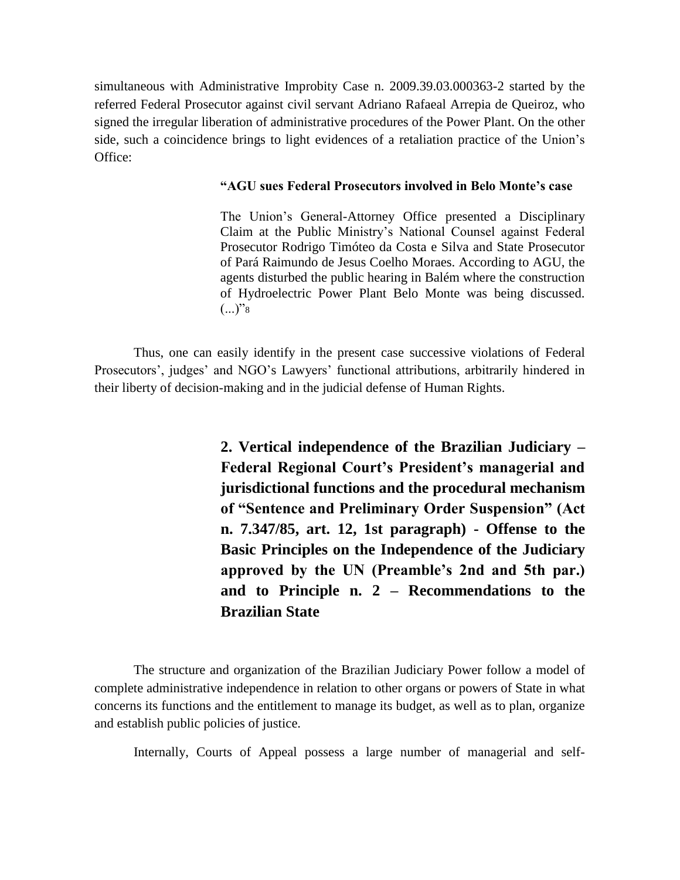simultaneous with Administrative Improbity Case n. 2009.39.03.000363-2 started by the referred Federal Prosecutor against civil servant Adriano Rafaeal Arrepia de Queiroz, who signed the irregular liberation of administrative procedures of the Power Plant. On the other side, such a coincidence brings to light evidences of a retaliation practice of the Union's Office:

> **"AGU sues Federal Prosecutors involved in Belo Monte's case**
>
> The Union's General-Attorney Office presented a Disciplinary Claim at the Public Ministry's National Counsel against Federal Prosecutor Rodrigo Timóteo da Costa e Silva and State Prosecutor of Pará Raimundo de Jesus Coelho Moraes. According to AGU, the agents disturbed the public hearing in Balém where the construction of Hydroelectric Power Plant Belo Monte was being discussed. (...)"[8]

Thus, one can easily identify in the present case successive violations of Federal Prosecutors', judges' and NGO's Lawyers' functional attributions, arbitrarily hindered in their liberty of decision-making and in the judicial defense of Human Rights.

## 2. Vertical independence of the Brazilian Judiciary – Federal Regional Court's President's managerial and jurisdictional functions and the procedural mechanism of "Sentence and Preliminary Order Suspension" (Act n. 7.347/85, art. 12, 1st paragraph) - Offense to the Basic Principles on the Independence of the Judiciary approved by the UN (Preamble's 2nd and 5th par.) and to Principle n. 2 – Recommendations to the Brazilian State

The structure and organization of the Brazilian Judiciary Power follow a model of complete administrative independence in relation to other organs or powers of State in what concerns its functions and the entitlement to manage its budget, as well as to plan, organize and establish public policies of justice.

Internally, Courts of Appeal possess a large number of managerial and self-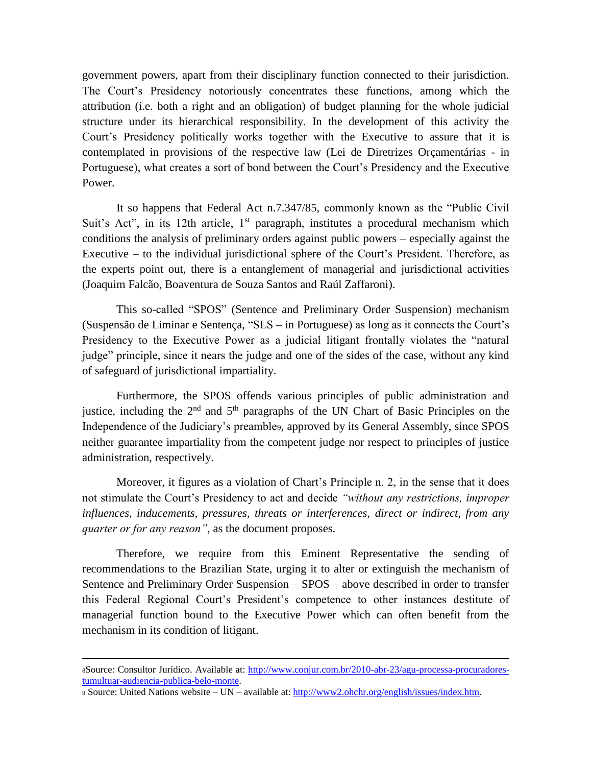government powers, apart from their disciplinary function connected to their jurisdiction. The Court's Presidency notoriously concentrates these functions, among which the attribution (i.e. both a right and an obligation) of budget planning for the whole judicial structure under its hierarchical responsibility. In the development of this activity the Court's Presidency politically works together with the Executive to assure that it is contemplated in provisions of the respective law (Lei de Diretrizes Orçamentárias - in Portuguese), what creates a sort of bond between the Court's Presidency and the Executive Power.

It so happens that Federal Act n.7.347/85, commonly known as the "Public Civil Suit's Act", in its 12th article, 1st paragraph, institutes a procedural mechanism which conditions the analysis of preliminary orders against public powers – especially against the Executive – to the individual jurisdictional sphere of the Court's President. Therefore, as the experts point out, there is a entanglement of managerial and jurisdictional activities (Joaquim Falcão, Boaventura de Souza Santos and Raúl Zaffaroni).

This so-called "SPOS" (Sentence and Preliminary Order Suspension) mechanism (Suspensão de Liminar e Sentença, "SLS – in Portuguese) as long as it connects the Court's Presidency to the Executive Power as a judicial litigant frontally violates the "natural judge" principle, since it nears the judge and one of the sides of the case, without any kind of safeguard of jurisdictional impartiality.

Furthermore, the SPOS offends various principles of public administration and justice, including the 2nd and 5th paragraphs of the UN Chart of Basic Principles on the Independence of the Judiciary's preamble[9], approved by its General Assembly, since SPOS neither guarantee impartiality from the competent judge nor respect to principles of justice administration, respectively.

Moreover, it figures as a violation of Chart's Principle n. 2, in the sense that it does not stimulate the Court's Presidency to act and decide *"without any restrictions, improper influences, inducements, pressures, threats or interferences, direct or indirect, from any quarter or for any reason"*, as the document proposes.

Therefore, we require from this Eminent Representative the sending of recommendations to the Brazilian State, urging it to alter or extinguish the mechanism of Sentence and Preliminary Order Suspension – SPOS – above described in order to transfer this Federal Regional Court's President's competence to other instances destitute of managerial function bound to the Executive Power which can often benefit from the mechanism in its condition of litigant.

---

[8] Source: Consultor Jurídico. Available at: http://www.conjur.com.br/2010-abr-23/agu-processa-procuradores-tumultuar-audiencia-publica-belo-monte.

[9] Source: United Nations website – UN – available at: http://www2.ohchr.org/english/issues/index.htm.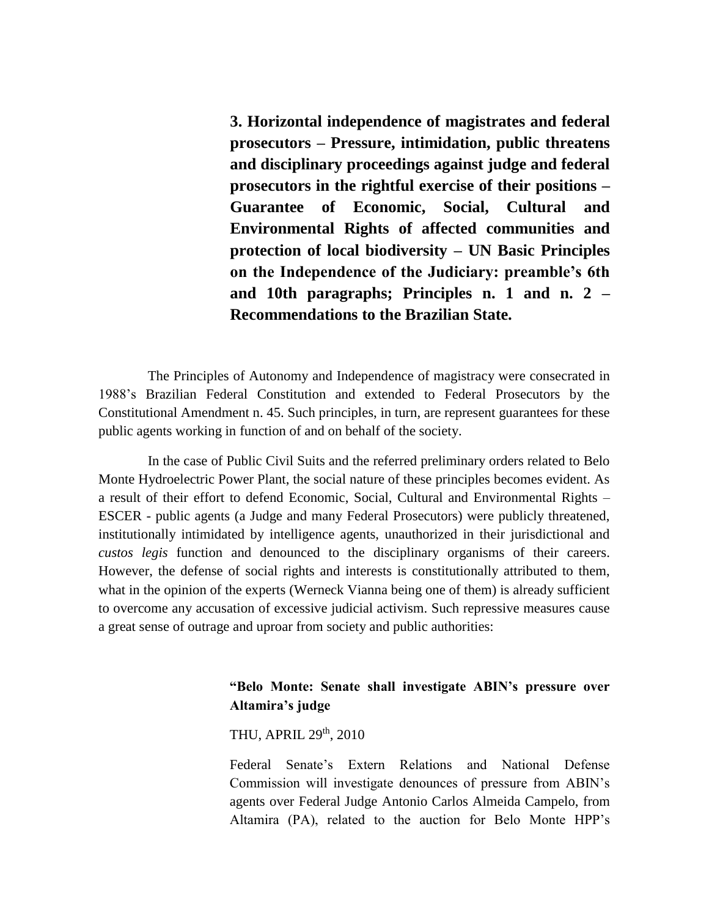**3. Horizontal independence of magistrates and federal prosecutors – Pressure, intimidation, public threatens and disciplinary proceedings against judge and federal prosecutors in the rightful exercise of their positions – Guarantee of Economic, Social, Cultural and Environmental Rights of affected communities and protection of local biodiversity – UN Basic Principles on the Independence of the Judiciary: preamble's 6th and 10th paragraphs; Principles n. 1 and n. 2 – Recommendations to the Brazilian State.**

The Principles of Autonomy and Independence of magistracy were consecrated in 1988's Brazilian Federal Constitution and extended to Federal Prosecutors by the Constitutional Amendment n. 45. Such principles, in turn, are represent guarantees for these public agents working in function of and on behalf of the society.

In the case of Public Civil Suits and the referred preliminary orders related to Belo Monte Hydroelectric Power Plant, the social nature of these principles becomes evident. As a result of their effort to defend Economic, Social, Cultural and Environmental Rights – ESCER - public agents (a Judge and many Federal Prosecutors) were publicly threatened, institutionally intimidated by intelligence agents, unauthorized in their jurisdictional and *custos legis* function and denounced to the disciplinary organisms of their careers. However, the defense of social rights and interests is constitutionally attributed to them, what in the opinion of the experts (Werneck Vianna being one of them) is already sufficient to overcome any accusation of excessive judicial activism. Such repressive measures cause a great sense of outrage and uproar from society and public authorities:

> **"Belo Monte: Senate shall investigate ABIN's pressure over Altamira's judge**
>
> THU, APRIL 29th, 2010
>
> Federal Senate's Extern Relations and National Defense Commission will investigate denounces of pressure from ABIN's agents over Federal Judge Antonio Carlos Almeida Campelo, from Altamira (PA), related to the auction for Belo Monte HPP's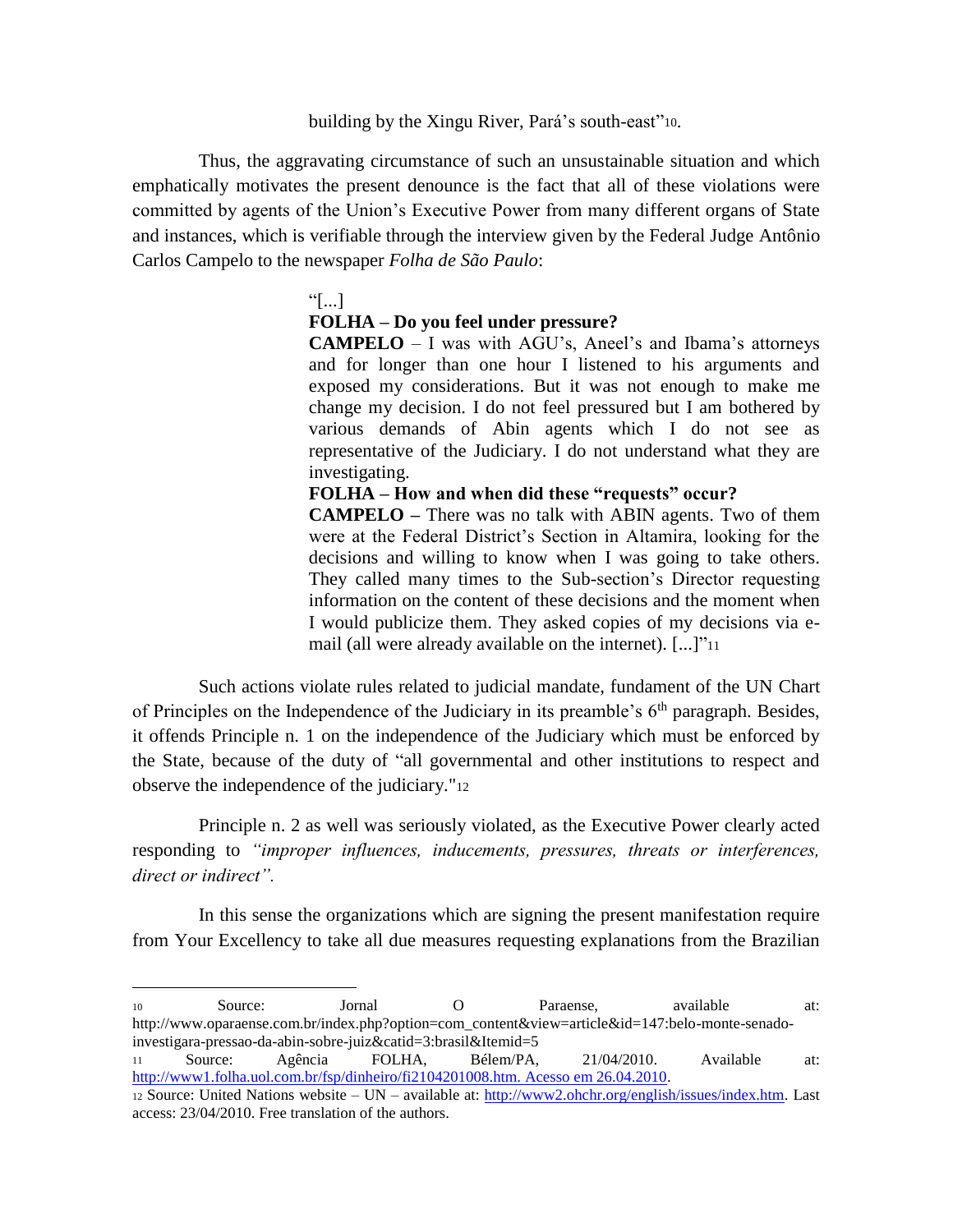building by the Xingu River, Pará's south-east"[10].

Thus, the aggravating circumstance of such an unsustainable situation and which emphatically motivates the present denounce is the fact that all of these violations were committed by agents of the Union's Executive Power from many different organs of State and instances, which is verifiable through the interview given by the Federal Judge Antônio Carlos Campelo to the newspaper *Folha de São Paulo*:

> "[...]
> **FOLHA – Do you feel under pressure?**
> **CAMPELO** – I was with AGU's, Aneel's and Ibama's attorneys and for longer than one hour I listened to his arguments and exposed my considerations. But it was not enough to make me change my decision. I do not feel pressured but I am bothered by various demands of Abin agents which I do not see as representative of the Judiciary. I do not understand what they are investigating.
> **FOLHA – How and when did these "requests" occur?**
> **CAMPELO –** There was no talk with ABIN agents. Two of them were at the Federal District's Section in Altamira, looking for the decisions and willing to know when I was going to take others. They called many times to the Sub-section's Director requesting information on the content of these decisions and the moment when I would publicize them. They asked copies of my decisions via e-mail (all were already available on the internet). [...]"[11]

Such actions violate rules related to judicial mandate, fundament of the UN Chart of Principles on the Independence of the Judiciary in its preamble's 6th paragraph. Besides, it offends Principle n. 1 on the independence of the Judiciary which must be enforced by the State, because of the duty of "all governmental and other institutions to respect and observe the independence of the judiciary."[12]

Principle n. 2 as well was seriously violated, as the Executive Power clearly acted responding to *"improper influences, inducements, pressures, threats or interferences, direct or indirect".*

In this sense the organizations which are signing the present manifestation require from Your Excellency to take all due measures requesting explanations from the Brazilian

---

[10] Source: Jornal O Paraense, available at: http://www.oparaense.com.br/index.php?option=com_content&view=article&id=147:belo-monte-senado-investigara-pressao-da-abin-sobre-juiz&catid=3:brasil&Itemid=5

[11] Source: Agência FOLHA, Bélem/PA, 21/04/2010. Available at: http://www1.folha.uol.com.br/fsp/dinheiro/fi2104201008.htm. Acesso em 26.04.2010.

[12] Source: United Nations website – UN – available at: http://www2.ohchr.org/english/issues/index.htm. Last access: 23/04/2010. Free translation of the authors.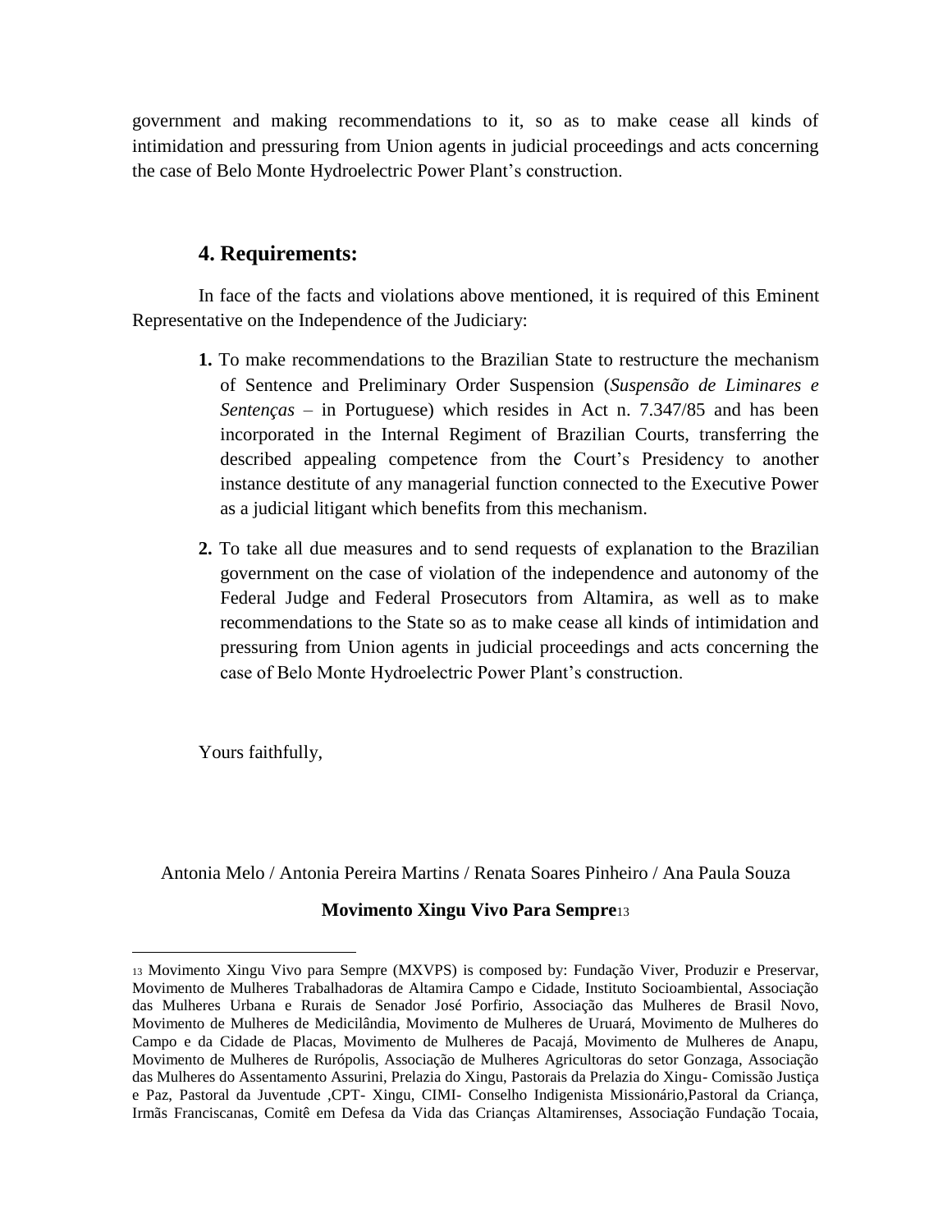government and making recommendations to it, so as to make cease all kinds of intimidation and pressuring from Union agents in judicial proceedings and acts concerning the case of Belo Monte Hydroelectric Power Plant's construction.

## 4. Requirements:

In face of the facts and violations above mentioned, it is required of this Eminent Representative on the Independence of the Judiciary:

1. To make recommendations to the Brazilian State to restructure the mechanism of Sentence and Preliminary Order Suspension (*Suspensão de Liminares e Sentenças* – in Portuguese) which resides in Act n. 7.347/85 and has been incorporated in the Internal Regiment of Brazilian Courts, transferring the described appealing competence from the Court's Presidency to another instance destitute of any managerial function connected to the Executive Power as a judicial litigant which benefits from this mechanism.

2. To take all due measures and to send requests of explanation to the Brazilian government on the case of violation of the independence and autonomy of the Federal Judge and Federal Prosecutors from Altamira, as well as to make recommendations to the State so as to make cease all kinds of intimidation and pressuring from Union agents in judicial proceedings and acts concerning the case of Belo Monte Hydroelectric Power Plant's construction.

Yours faithfully,

Antonia Melo / Antonia Pereira Martins / Renata Soares Pinheiro / Ana Paula Souza

**Movimento Xingu Vivo Para Sempre**[13]

[13] Movimento Xingu Vivo para Sempre (MXVPS) is composed by: Fundação Viver, Produzir e Preservar, Movimento de Mulheres Trabalhadoras de Altamira Campo e Cidade, Instituto Socioambiental, Associação das Mulheres Urbana e Rurais de Senador José Porfirio, Associação das Mulheres de Brasil Novo, Movimento de Mulheres de Medicilândia, Movimento de Mulheres de Uruará, Movimento de Mulheres do Campo e da Cidade de Placas, Movimento de Mulheres de Pacajá, Movimento de Mulheres de Anapu, Movimento de Mulheres de Rurópolis, Associação de Mulheres Agricultoras do setor Gonzaga, Associação das Mulheres do Assentamento Assurini, Prelazia do Xingu, Pastorais da Prelazia do Xingu- Comissão Justiça e Paz, Pastoral da Juventude ,CPT- Xingu, CIMI- Conselho Indigenista Missionário,Pastoral da Criança, Irmãs Franciscanas, Comitê em Defesa da Vida das Crianças Altamirenses, Associação Fundação Tocaia,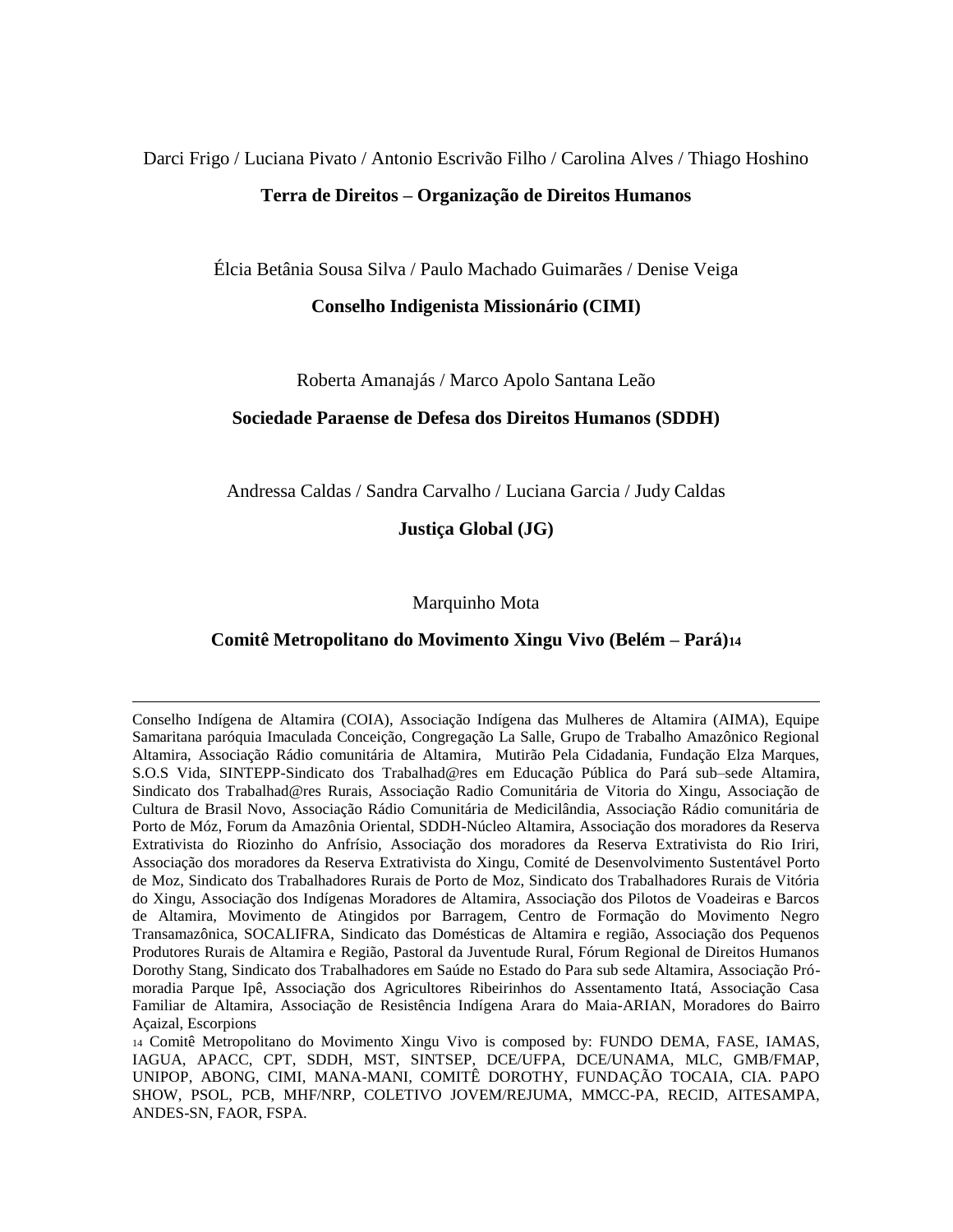Darci Frigo / Luciana Pivato / Antonio Escrivão Filho / Carolina Alves / Thiago Hoshino

**Terra de Direitos – Organização de Direitos Humanos**

Élcia Betânia Sousa Silva / Paulo Machado Guimarães / Denise Veiga

**Conselho Indigenista Missionário (CIMI)**

Roberta Amanajás / Marco Apolo Santana Leão

**Sociedade Paraense de Defesa dos Direitos Humanos (SDDH)**

Andressa Caldas / Sandra Carvalho / Luciana Garcia / Judy Caldas

**Justiça Global (JG)**

Marquinho Mota

**Comitê Metropolitano do Movimento Xingu Vivo (Belém – Pará)[14]**

---

Conselho Indígena de Altamira (COIA), Associação Indígena das Mulheres de Altamira (AIMA), Equipe Samaritana paróquia Imaculada Conceição, Congregação La Salle, Grupo de Trabalho Amazônico Regional Altamira, Associação Rádio comunitária de Altamira, Mutirão Pela Cidadania, Fundação Elza Marques, S.O.S Vida, SINTEPP-Sindicato dos Trabalhad@res em Educação Pública do Pará sub–sede Altamira, Sindicato dos Trabalhad@res Rurais, Associação Radio Comunitária de Vitoria do Xingu, Associação de Cultura de Brasil Novo, Associação Rádio Comunitária de Medicilândia, Associação Rádio comunitária de Porto de Móz, Forum da Amazônia Oriental, SDDH-Núcleo Altamira, Associação dos moradores da Reserva Extrativista do Riozinho do Anfrísio, Associação dos moradores da Reserva Extrativista do Rio Iriri, Associação dos moradores da Reserva Extrativista do Xingu, Comité de Desenvolvimento Sustentável Porto de Moz, Sindicato dos Trabalhadores Rurais de Porto de Moz, Sindicato dos Trabalhadores Rurais de Vitória do Xingu, Associação dos Indígenas Moradores de Altamira, Associação dos Pilotos de Voadeiras e Barcos de Altamira, Movimento de Atingidos por Barragem, Centro de Formação do Movimento Negro Transamazônica, SOCALIFRA, Sindicato das Domésticas de Altamira e região, Associação dos Pequenos Produtores Rurais de Altamira e Região, Pastoral da Juventude Rural, Fórum Regional de Direitos Humanos Dorothy Stang, Sindicato dos Trabalhadores em Saúde no Estado do Para sub sede Altamira, Associação Pró-moradia Parque Ipê, Associação dos Agricultores Ribeirinhos do Assentamento Itatá, Associação Casa Familiar de Altamira, Associação de Resistência Indígena Arara do Maia-ARIAN, Moradores do Bairro Açaizal, Escorpions

[14] Comitê Metropolitano do Movimento Xingu Vivo is composed by: FUNDO DEMA, FASE, IAMAS, IAGUA, APACC, CPT, SDDH, MST, SINTSEP, DCE/UFPA, DCE/UNAMA, MLC, GMB/FMAP, UNIPOP, ABONG, CIMI, MANA-MANI, COMITÊ DOROTHY, FUNDAÇÃO TOCAIA, CIA. PAPO SHOW, PSOL, PCB, MHF/NRP, COLETIVO JOVEM/REJUMA, MMCC-PA, RECID, AITESAMPA, ANDES-SN, FAOR, FSPA.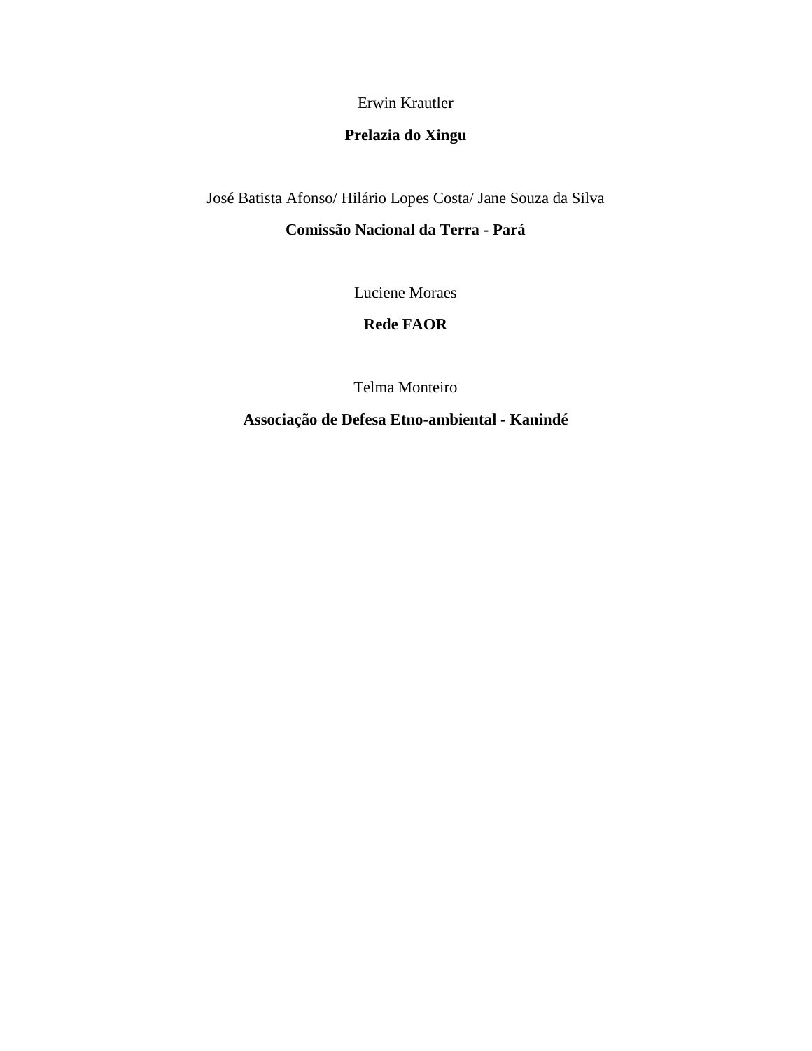Erwin Krautler

**Prelazia do Xingu**

José Batista Afonso/ Hilário Lopes Costa/ Jane Souza da Silva

**Comissão Nacional da Terra - Pará**

Luciene Moraes

**Rede FAOR**

Telma Monteiro

**Associação de Defesa Etno-ambiental - Kanindé**